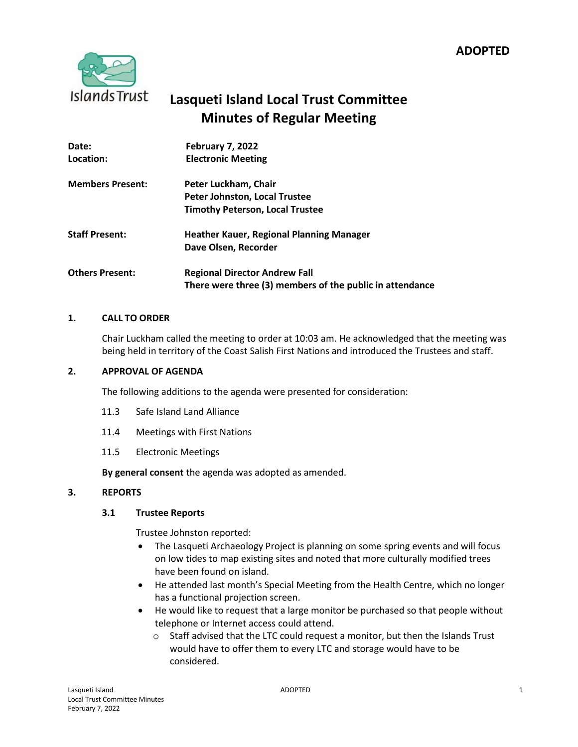**ADOPTED**

# Lasqueti Island Local Trust Committee
# Minutes of Regular Meeting

| | |
|---|---|
| **Date:** | **February 7, 2022** |
| **Location:** | **Electronic Meeting** |
| **Members Present:** | **Peter Luckham, Chair**<br>**Peter Johnston, Local Trustee**<br>**Timothy Peterson, Local Trustee** |
| **Staff Present:** | **Heather Kauer, Regional Planning Manager**<br>**Dave Olsen, Recorder** |
| **Others Present:** | **Regional Director Andrew Fall**<br>**There were three (3) members of the public in attendance** |

## 1. CALL TO ORDER

Chair Luckham called the meeting to order at 10:03 am. He acknowledged that the meeting was being held in territory of the Coast Salish First Nations and introduced the Trustees and staff.

## 2. APPROVAL OF AGENDA

The following additions to the agenda were presented for consideration:

11.3 Safe Island Land Alliance

11.4 Meetings with First Nations

11.5 Electronic Meetings

**By general consent** the agenda was adopted as amended.

## 3. REPORTS

### 3.1 Trustee Reports

Trustee Johnston reported:

- The Lasqueti Archaeology Project is planning on some spring events and will focus on low tides to map existing sites and noted that more culturally modified trees have been found on island.
- He attended last month's Special Meeting from the Health Centre, which no longer has a functional projection screen.
- He would like to request that a large monitor be purchased so that people without telephone or Internet access could attend.
  - Staff advised that the LTC could request a monitor, but then the Islands Trust would have to offer them to every LTC and storage would have to be considered.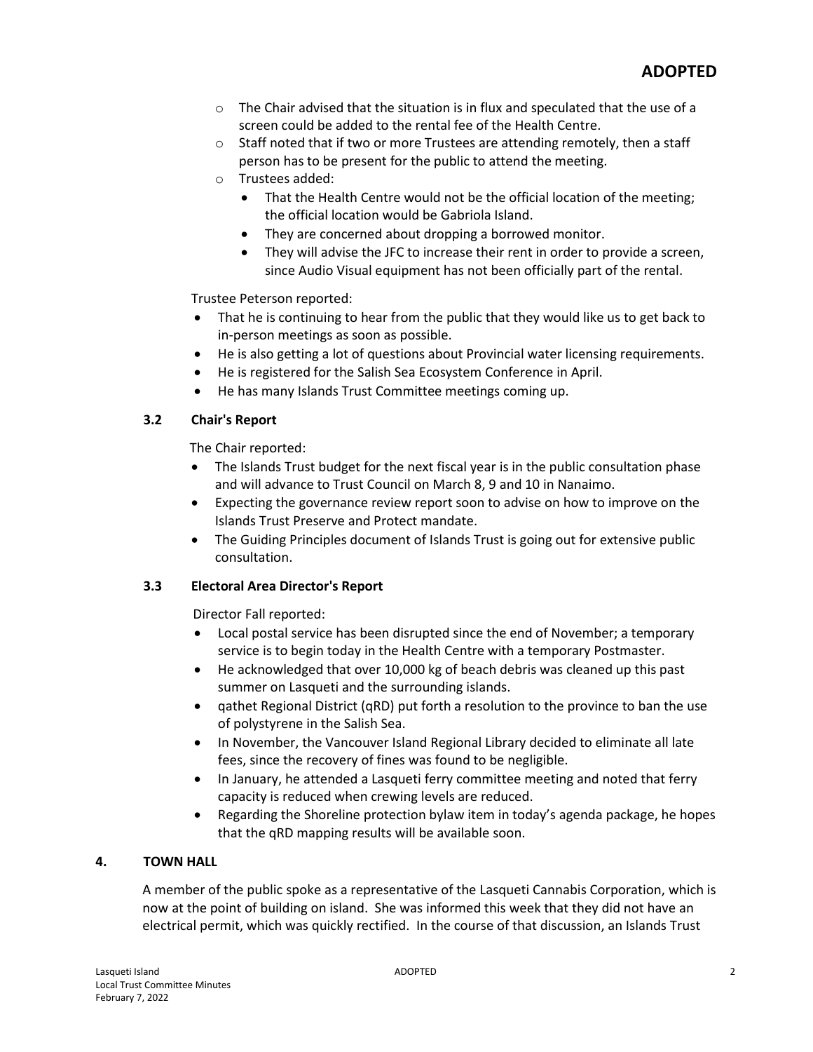- The Chair advised that the situation is in flux and speculated that the use of a screen could be added to the rental fee of the Health Centre.
- Staff noted that if two or more Trustees are attending remotely, then a staff person has to be present for the public to attend the meeting.
- Trustees added:
  - That the Health Centre would not be the official location of the meeting; the official location would be Gabriola Island.
  - They are concerned about dropping a borrowed monitor.
  - They will advise the JFC to increase their rent in order to provide a screen, since Audio Visual equipment has not been officially part of the rental.

Trustee Peterson reported:

- That he is continuing to hear from the public that they would like us to get back to in-person meetings as soon as possible.
- He is also getting a lot of questions about Provincial water licensing requirements.
- He is registered for the Salish Sea Ecosystem Conference in April.
- He has many Islands Trust Committee meetings coming up.

### 3.2 Chair's Report

The Chair reported:

- The Islands Trust budget for the next fiscal year is in the public consultation phase and will advance to Trust Council on March 8, 9 and 10 in Nanaimo.
- Expecting the governance review report soon to advise on how to improve on the Islands Trust Preserve and Protect mandate.
- The Guiding Principles document of Islands Trust is going out for extensive public consultation.

### 3.3 Electoral Area Director's Report

Director Fall reported:

- Local postal service has been disrupted since the end of November; a temporary service is to begin today in the Health Centre with a temporary Postmaster.
- He acknowledged that over 10,000 kg of beach debris was cleaned up this past summer on Lasqueti and the surrounding islands.
- qathet Regional District (qRD) put forth a resolution to the province to ban the use of polystyrene in the Salish Sea.
- In November, the Vancouver Island Regional Library decided to eliminate all late fees, since the recovery of fines was found to be negligible.
- In January, he attended a Lasqueti ferry committee meeting and noted that ferry capacity is reduced when crewing levels are reduced.
- Regarding the Shoreline protection bylaw item in today's agenda package, he hopes that the qRD mapping results will be available soon.

## 4. TOWN HALL

A member of the public spoke as a representative of the Lasqueti Cannabis Corporation, which is now at the point of building on island. She was informed this week that they did not have an electrical permit, which was quickly rectified. In the course of that discussion, an Islands Trust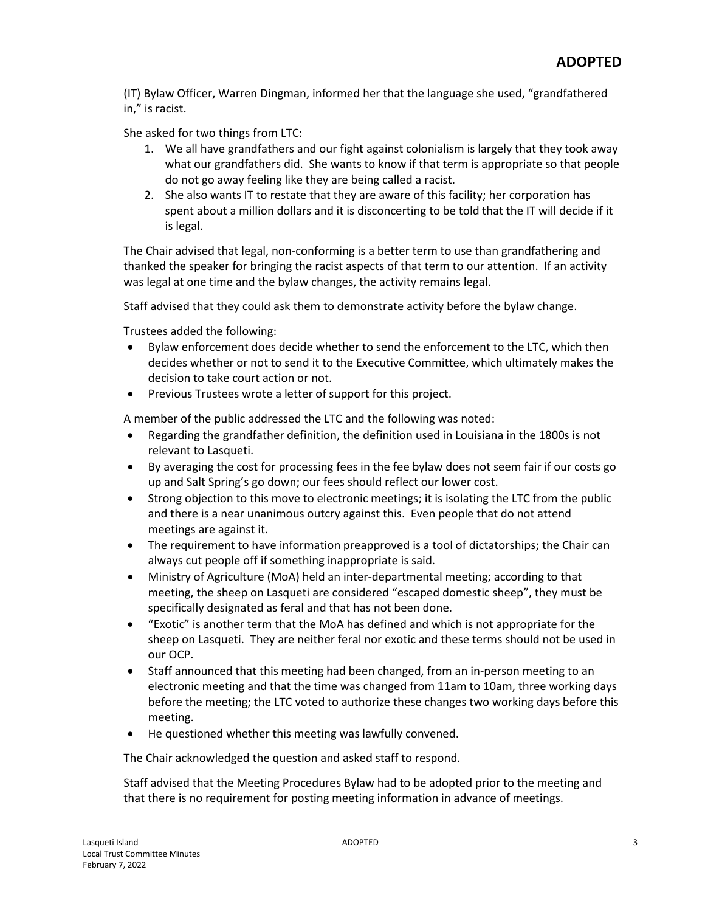(IT) Bylaw Officer, Warren Dingman, informed her that the language she used, "grandfathered in," is racist.

She asked for two things from LTC:

1. We all have grandfathers and our fight against colonialism is largely that they took away what our grandfathers did. She wants to know if that term is appropriate so that people do not go away feeling like they are being called a racist.
2. She also wants IT to restate that they are aware of this facility; her corporation has spent about a million dollars and it is disconcerting to be told that the IT will decide if it is legal.

The Chair advised that legal, non-conforming is a better term to use than grandfathering and thanked the speaker for bringing the racist aspects of that term to our attention. If an activity was legal at one time and the bylaw changes, the activity remains legal.

Staff advised that they could ask them to demonstrate activity before the bylaw change.

Trustees added the following:

- Bylaw enforcement does decide whether to send the enforcement to the LTC, which then decides whether or not to send it to the Executive Committee, which ultimately makes the decision to take court action or not.
- Previous Trustees wrote a letter of support for this project.

A member of the public addressed the LTC and the following was noted:

- Regarding the grandfather definition, the definition used in Louisiana in the 1800s is not relevant to Lasqueti.
- By averaging the cost for processing fees in the fee bylaw does not seem fair if our costs go up and Salt Spring's go down; our fees should reflect our lower cost.
- Strong objection to this move to electronic meetings; it is isolating the LTC from the public and there is a near unanimous outcry against this. Even people that do not attend meetings are against it.
- The requirement to have information preapproved is a tool of dictatorships; the Chair can always cut people off if something inappropriate is said.
- Ministry of Agriculture (MoA) held an inter-departmental meeting; according to that meeting, the sheep on Lasqueti are considered "escaped domestic sheep", they must be specifically designated as feral and that has not been done.
- "Exotic" is another term that the MoA has defined and which is not appropriate for the sheep on Lasqueti. They are neither feral nor exotic and these terms should not be used in our OCP.
- Staff announced that this meeting had been changed, from an in-person meeting to an electronic meeting and that the time was changed from 11am to 10am, three working days before the meeting; the LTC voted to authorize these changes two working days before this meeting.
- He questioned whether this meeting was lawfully convened.

The Chair acknowledged the question and asked staff to respond.

Staff advised that the Meeting Procedures Bylaw had to be adopted prior to the meeting and that there is no requirement for posting meeting information in advance of meetings.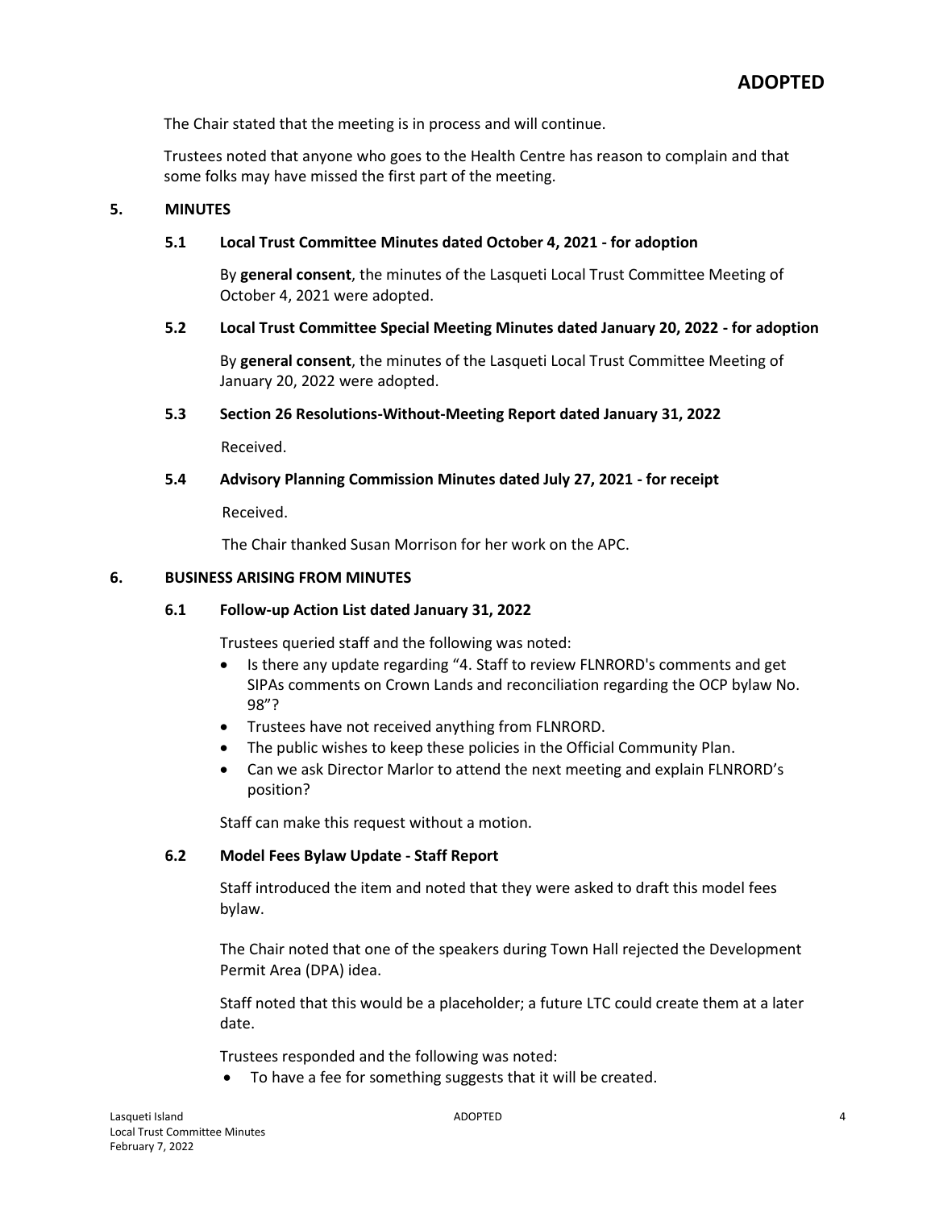**ADOPTED**

The Chair stated that the meeting is in process and will continue.

Trustees noted that anyone who goes to the Health Centre has reason to complain and that some folks may have missed the first part of the meeting.

## 5. MINUTES

### 5.1 Local Trust Committee Minutes dated October 4, 2021 - for adoption

By **general consent**, the minutes of the Lasqueti Local Trust Committee Meeting of October 4, 2021 were adopted.

### 5.2 Local Trust Committee Special Meeting Minutes dated January 20, 2022 - for adoption

By **general consent**, the minutes of the Lasqueti Local Trust Committee Meeting of January 20, 2022 were adopted.

### 5.3 Section 26 Resolutions-Without-Meeting Report dated January 31, 2022

Received.

### 5.4 Advisory Planning Commission Minutes dated July 27, 2021 - for receipt

Received.

The Chair thanked Susan Morrison for her work on the APC.

## 6. BUSINESS ARISING FROM MINUTES

### 6.1 Follow-up Action List dated January 31, 2022

Trustees queried staff and the following was noted:

- Is there any update regarding "4. Staff to review FLNRORD's comments and get SIPAs comments on Crown Lands and reconciliation regarding the OCP bylaw No. 98"?
- Trustees have not received anything from FLNRORD.
- The public wishes to keep these policies in the Official Community Plan.
- Can we ask Director Marlor to attend the next meeting and explain FLNRORD's position?

Staff can make this request without a motion.

### 6.2 Model Fees Bylaw Update - Staff Report

Staff introduced the item and noted that they were asked to draft this model fees bylaw.

The Chair noted that one of the speakers during Town Hall rejected the Development Permit Area (DPA) idea.

Staff noted that this would be a placeholder; a future LTC could create them at a later date.

Trustees responded and the following was noted:

- To have a fee for something suggests that it will be created.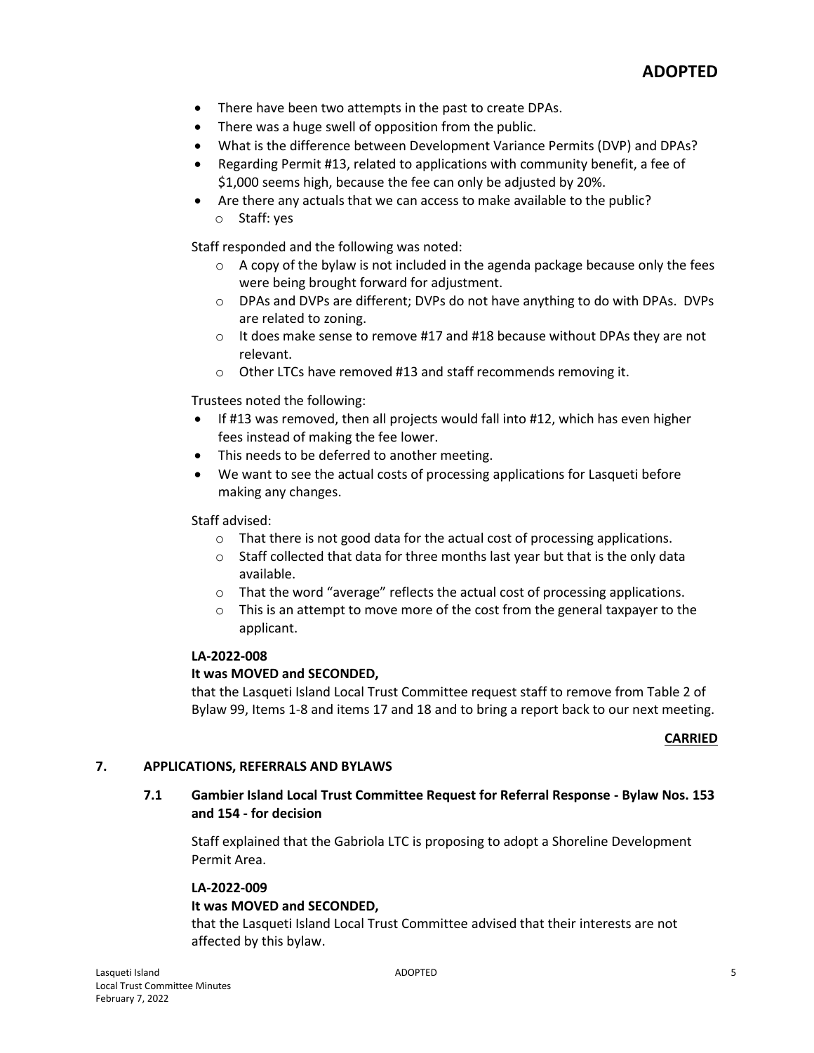**ADOPTED**

- There have been two attempts in the past to create DPAs.
- There was a huge swell of opposition from the public.
- What is the difference between Development Variance Permits (DVP) and DPAs?
- Regarding Permit #13, related to applications with community benefit, a fee of $1,000 seems high, because the fee can only be adjusted by 20%.
- Are there any actuals that we can access to make available to the public?
  - Staff: yes

Staff responded and the following was noted:

- A copy of the bylaw is not included in the agenda package because only the fees were being brought forward for adjustment.
- DPAs and DVPs are different; DVPs do not have anything to do with DPAs. DVPs are related to zoning.
- It does make sense to remove #17 and #18 because without DPAs they are not relevant.
- Other LTCs have removed #13 and staff recommends removing it.

Trustees noted the following:

- If #13 was removed, then all projects would fall into #12, which has even higher fees instead of making the fee lower.
- This needs to be deferred to another meeting.
- We want to see the actual costs of processing applications for Lasqueti before making any changes.

Staff advised:

- That there is not good data for the actual cost of processing applications.
- Staff collected that data for three months last year but that is the only data available.
- That the word "average" reflects the actual cost of processing applications.
- This is an attempt to move more of the cost from the general taxpayer to the applicant.

**LA-2022-008**

**It was MOVED and SECONDED,**

that the Lasqueti Island Local Trust Committee request staff to remove from Table 2 of Bylaw 99, Items 1-8 and items 17 and 18 and to bring a report back to our next meeting.

**CARRIED**

## 7. APPLICATIONS, REFERRALS AND BYLAWS

### 7.1 Gambier Island Local Trust Committee Request for Referral Response - Bylaw Nos. 153 and 154 - for decision

Staff explained that the Gabriola LTC is proposing to adopt a Shoreline Development Permit Area.

**LA-2022-009**

**It was MOVED and SECONDED,**

that the Lasqueti Island Local Trust Committee advised that their interests are not affected by this bylaw.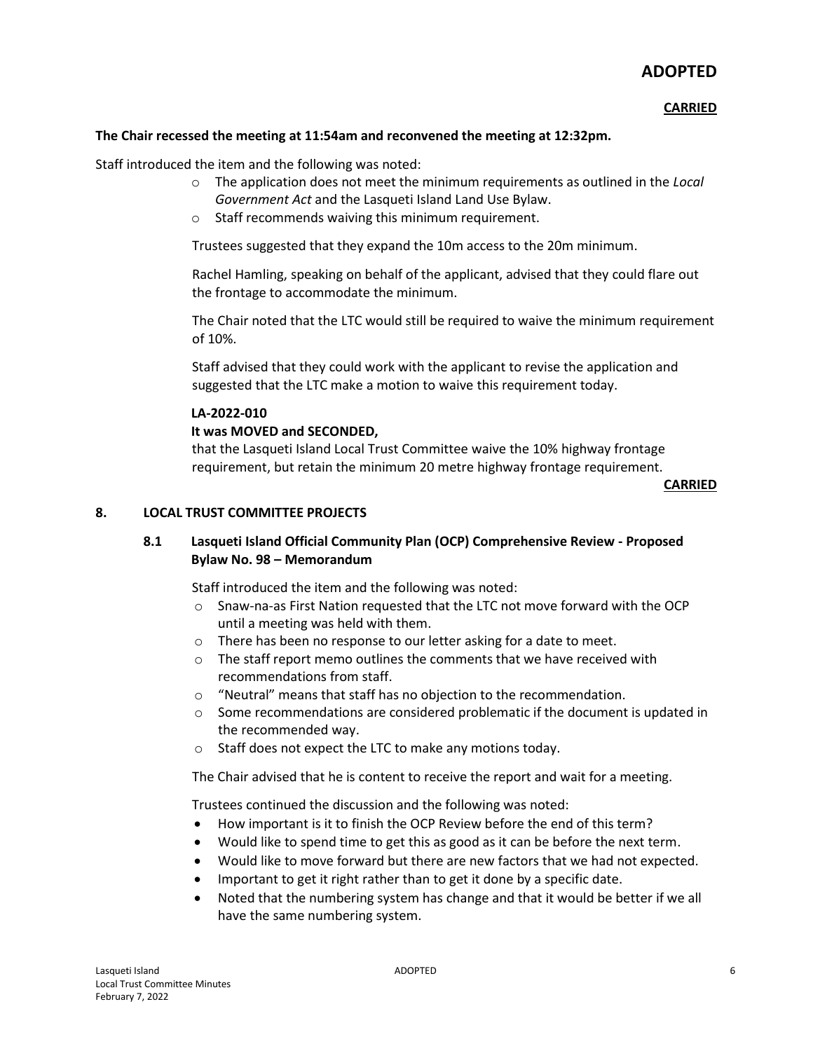**CARRIED**

**The Chair recessed the meeting at 11:54am and reconvened the meeting at 12:32pm.**

Staff introduced the item and the following was noted:

- The application does not meet the minimum requirements as outlined in the *Local Government Act* and the Lasqueti Island Land Use Bylaw.
- Staff recommends waiving this minimum requirement.

Trustees suggested that they expand the 10m access to the 20m minimum.

Rachel Hamling, speaking on behalf of the applicant, advised that they could flare out the frontage to accommodate the minimum.

The Chair noted that the LTC would still be required to waive the minimum requirement of 10%.

Staff advised that they could work with the applicant to revise the application and suggested that the LTC make a motion to waive this requirement today.

**LA-2022-010**
**It was MOVED and SECONDED,**
that the Lasqueti Island Local Trust Committee waive the 10% highway frontage requirement, but retain the minimum 20 metre highway frontage requirement.

**CARRIED**

## 8. LOCAL TRUST COMMITTEE PROJECTS

### 8.1 Lasqueti Island Official Community Plan (OCP) Comprehensive Review - Proposed Bylaw No. 98 – Memorandum

Staff introduced the item and the following was noted:

- Snaw-na-as First Nation requested that the LTC not move forward with the OCP until a meeting was held with them.
- There has been no response to our letter asking for a date to meet.
- The staff report memo outlines the comments that we have received with recommendations from staff.
- "Neutral" means that staff has no objection to the recommendation.
- Some recommendations are considered problematic if the document is updated in the recommended way.
- Staff does not expect the LTC to make any motions today.

The Chair advised that he is content to receive the report and wait for a meeting.

Trustees continued the discussion and the following was noted:

- How important is it to finish the OCP Review before the end of this term?
- Would like to spend time to get this as good as it can be before the next term.
- Would like to move forward but there are new factors that we had not expected.
- Important to get it right rather than to get it done by a specific date.
- Noted that the numbering system has change and that it would be better if we all have the same numbering system.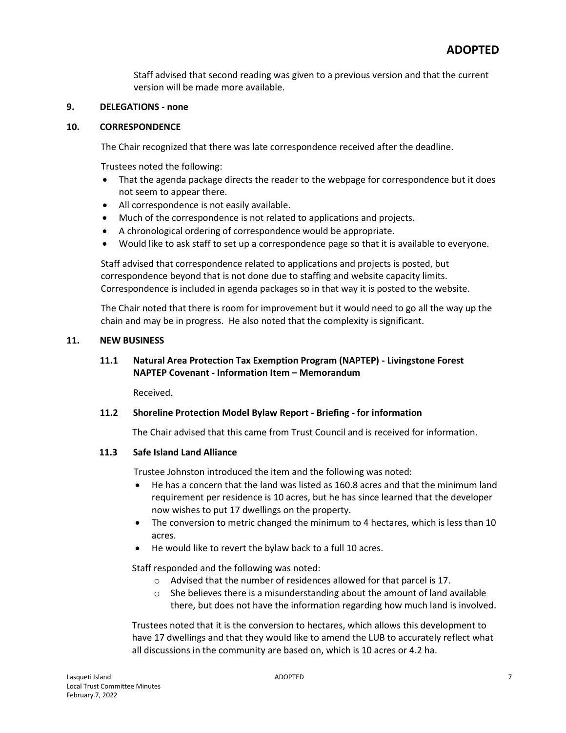**ADOPTED**

Staff advised that second reading was given to a previous version and that the current version will be made more available.

**9. DELEGATIONS - none**

**10. CORRESPONDENCE**

The Chair recognized that there was late correspondence received after the deadline.

Trustees noted the following:

- That the agenda package directs the reader to the webpage for correspondence but it does not seem to appear there.
- All correspondence is not easily available.
- Much of the correspondence is not related to applications and projects.
- A chronological ordering of correspondence would be appropriate.
- Would like to ask staff to set up a correspondence page so that it is available to everyone.

Staff advised that correspondence related to applications and projects is posted, but correspondence beyond that is not done due to staffing and website capacity limits. Correspondence is included in agenda packages so in that way it is posted to the website.

The Chair noted that there is room for improvement but it would need to go all the way up the chain and may be in progress. He also noted that the complexity is significant.

**11. NEW BUSINESS**

**11.1 Natural Area Protection Tax Exemption Program (NAPTEP) - Livingstone Forest NAPTEP Covenant - Information Item – Memorandum**

Received.

**11.2 Shoreline Protection Model Bylaw Report - Briefing - for information**

The Chair advised that this came from Trust Council and is received for information.

**11.3 Safe Island Land Alliance**

Trustee Johnston introduced the item and the following was noted:

- He has a concern that the land was listed as 160.8 acres and that the minimum land requirement per residence is 10 acres, but he has since learned that the developer now wishes to put 17 dwellings on the property.
- The conversion to metric changed the minimum to 4 hectares, which is less than 10 acres.
- He would like to revert the bylaw back to a full 10 acres.

Staff responded and the following was noted:

- Advised that the number of residences allowed for that parcel is 17.
- She believes there is a misunderstanding about the amount of land available there, but does not have the information regarding how much land is involved.

Trustees noted that it is the conversion to hectares, which allows this development to have 17 dwellings and that they would like to amend the LUB to accurately reflect what all discussions in the community are based on, which is 10 acres or 4.2 ha.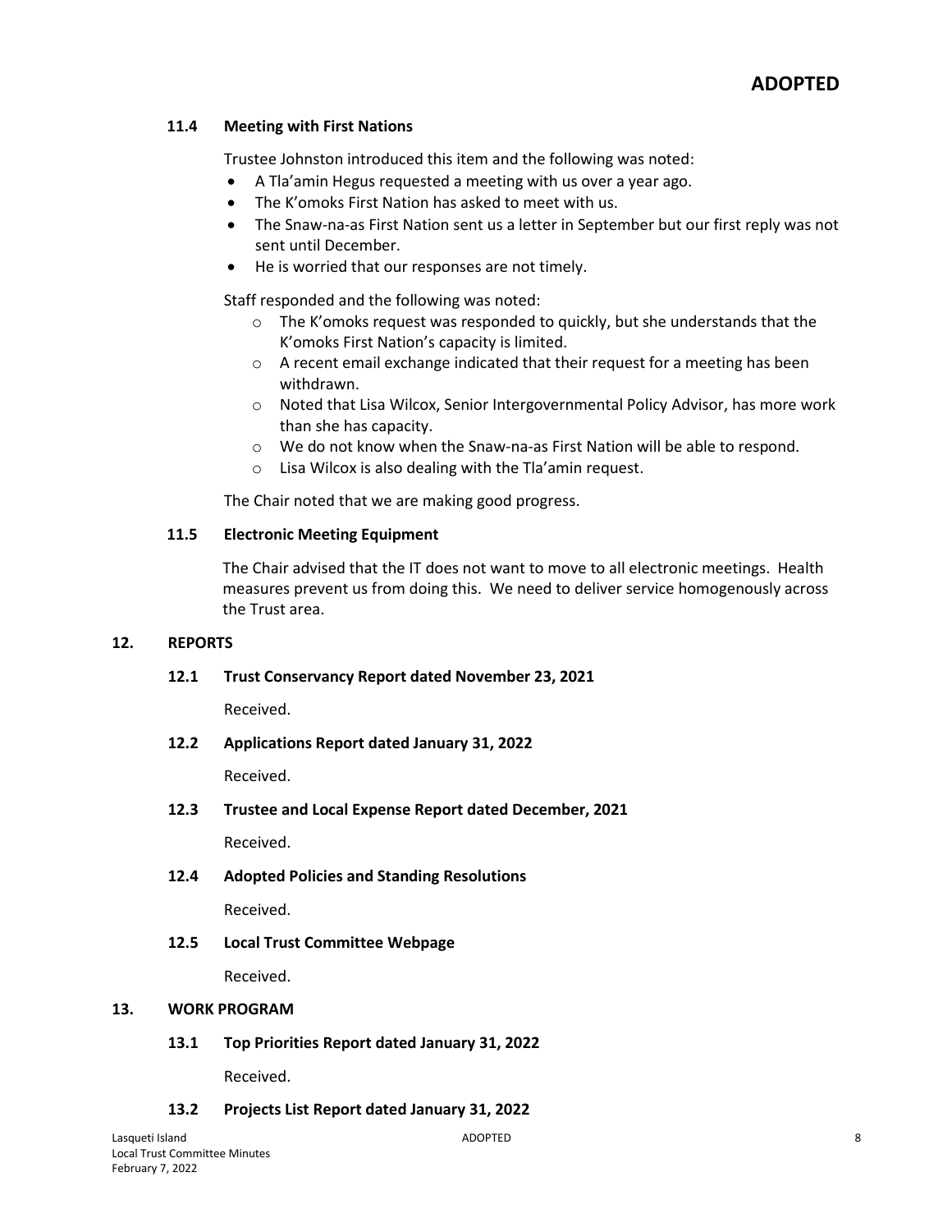**ADOPTED**

### 11.4 Meeting with First Nations

Trustee Johnston introduced this item and the following was noted:

- A Tla'amin Hegus requested a meeting with us over a year ago.
- The K'omoks First Nation has asked to meet with us.
- The Snaw-na-as First Nation sent us a letter in September but our first reply was not sent until December.
- He is worried that our responses are not timely.

Staff responded and the following was noted:

- The K'omoks request was responded to quickly, but she understands that the K'omoks First Nation's capacity is limited.
- A recent email exchange indicated that their request for a meeting has been withdrawn.
- Noted that Lisa Wilcox, Senior Intergovernmental Policy Advisor, has more work than she has capacity.
- We do not know when the Snaw-na-as First Nation will be able to respond.
- Lisa Wilcox is also dealing with the Tla'amin request.

The Chair noted that we are making good progress.

### 11.5 Electronic Meeting Equipment

The Chair advised that the IT does not want to move to all electronic meetings. Health measures prevent us from doing this. We need to deliver service homogenously across the Trust area.

## 12. REPORTS

### 12.1 Trust Conservancy Report dated November 23, 2021

Received.

### 12.2 Applications Report dated January 31, 2022

Received.

### 12.3 Trustee and Local Expense Report dated December, 2021

Received.

### 12.4 Adopted Policies and Standing Resolutions

Received.

### 12.5 Local Trust Committee Webpage

Received.

## 13. WORK PROGRAM

### 13.1 Top Priorities Report dated January 31, 2022

Received.

### 13.2 Projects List Report dated January 31, 2022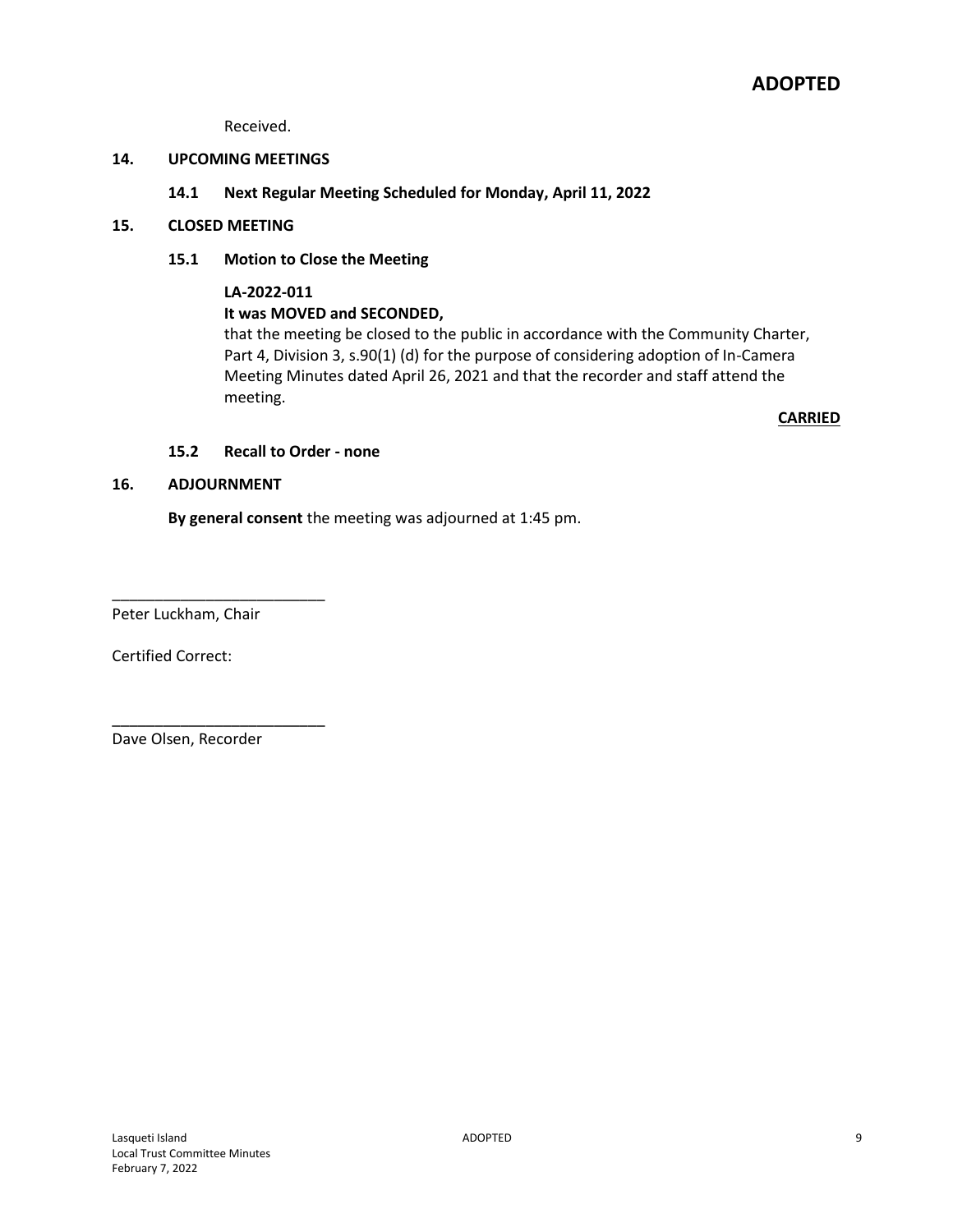**ADOPTED**

Received.

## 14. UPCOMING MEETINGS

### 14.1 Next Regular Meeting Scheduled for Monday, April 11, 2022

## 15. CLOSED MEETING

### 15.1 Motion to Close the Meeting

**LA-2022-011**
**It was MOVED and SECONDED,**
that the meeting be closed to the public in accordance with the Community Charter, Part 4, Division 3, s.90(1) (d) for the purpose of considering adoption of In-Camera Meeting Minutes dated April 26, 2021 and that the recorder and staff attend the meeting.

**CARRIED**

### 15.2 Recall to Order - none

## 16. ADJOURNMENT

**By general consent** the meeting was adjourned at 1:45 pm.

_________________________
Peter Luckham, Chair

Certified Correct:

_________________________
Dave Olsen, Recorder